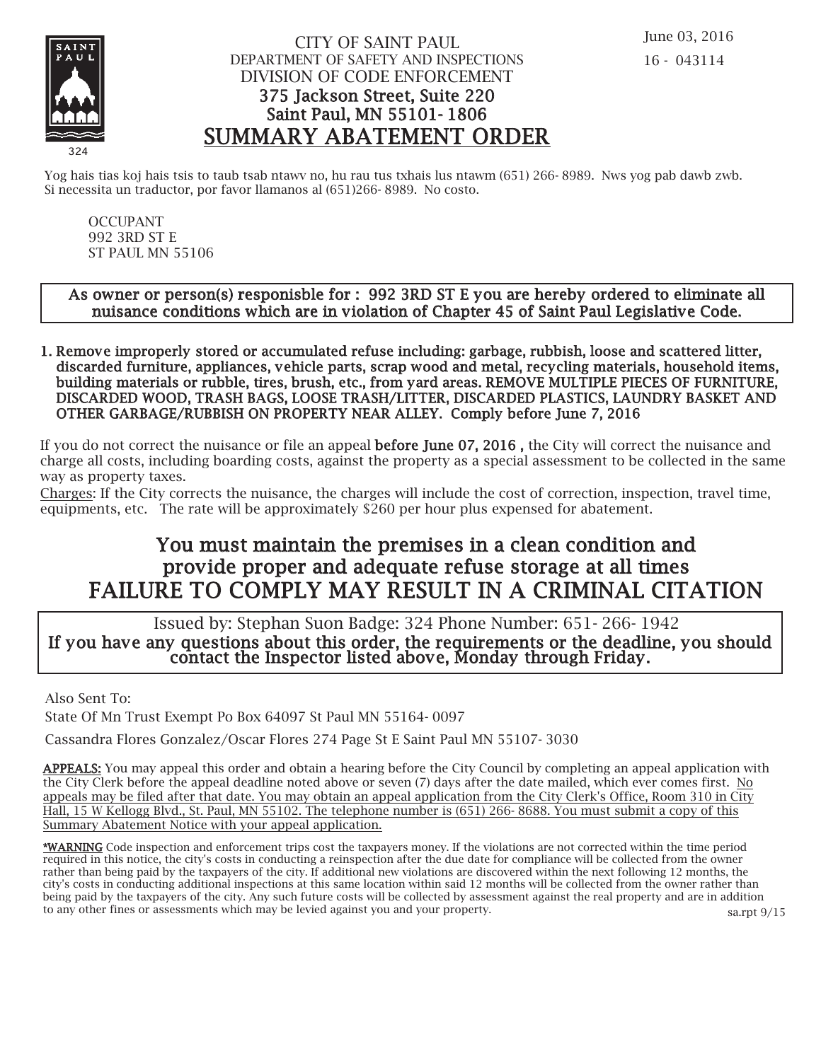June 03, 2016

16 - 043114

CITY OF SAINT PAUL
DEPARTMENT OF SAFETY AND INSPECTIONS
DIVISION OF CODE ENFORCEMENT
375 Jackson Street, Suite 220
Saint Paul, MN 55101-1806

# SUMMARY ABATEMENT ORDER

Yog hais tias koj hais tsis to taub tsab ntawv no, hu rau tus txhais lus ntawm (651) 266-8989. Nws yog pab dawb zwb.
Si necessita un traductor, por favor llamanos al (651)266-8989. No costo.

OCCUPANT
992 3RD ST E
ST PAUL MN 55106

**As owner or person(s) responisble for : 992 3RD ST E you are hereby ordered to eliminate all nuisance conditions which are in violation of Chapter 45 of Saint Paul Legislative Code.**

1. **Remove improperly stored or accumulated refuse including: garbage, rubbish, loose and scattered litter, discarded furniture, appliances, vehicle parts, scrap wood and metal, recycling materials, household items, building materials or rubble, tires, brush, etc., from yard areas. REMOVE MULTIPLE PIECES OF FURNITURE, DISCARDED WOOD, TRASH BAGS, LOOSE TRASH/LITTER, DISCARDED PLASTICS, LAUNDRY BASKET AND OTHER GARBAGE/RUBBISH ON PROPERTY NEAR ALLEY. Comply before June 7, 2016**

If you do not correct the nuisance or file an appeal **before June 07, 2016 ,** the City will correct the nuisance and charge all costs, including boarding costs, against the property as a special assessment to be collected in the same way as property taxes.

Charges: If the City corrects the nuisance, the charges will include the cost of correction, inspection, travel time, equipments, etc. The rate will be approximately $260 per hour plus expensed for abatement.

## You must maintain the premises in a clean condition and provide proper and adequate refuse storage at all times
## FAILURE TO COMPLY MAY RESULT IN A CRIMINAL CITATION

Issued by: Stephan Suon Badge: 324 Phone Number: 651-266-1942

**If you have any questions about this order, the requirements or the deadline, you should contact the Inspector listed above, Monday through Friday.**

Also Sent To:

State Of Mn Trust Exempt Po Box 64097 St Paul MN 55164-0097

Cassandra Flores Gonzalez/Oscar Flores 274 Page St E Saint Paul MN 55107-3030

**APPEALS:** You may appeal this order and obtain a hearing before the City Council by completing an appeal application with the City Clerk before the appeal deadline noted above or seven (7) days after the date mailed, which ever comes first. No appeals may be filed after that date. You may obtain an appeal application from the City Clerk's Office, Room 310 in City Hall, 15 W Kellogg Blvd., St. Paul, MN 55102. The telephone number is (651) 266-8688. You must submit a copy of this Summary Abatement Notice with your appeal application.

***WARNING** Code inspection and enforcement trips cost the taxpayers money. If the violations are not corrected within the time period required in this notice, the city's costs in conducting a reinspection after the due date for compliance will be collected from the owner rather than being paid by the taxpayers of the city. If additional new violations are discovered within the next following 12 months, the city's costs in conducting additional inspections at this same location within said 12 months will be collected from the owner rather than being paid by the taxpayers of the city. Any such future costs will be collected by assessment against the real property and are in addition to any other fines or assessments which may be levied against you and your property.

sa.rpt 9/15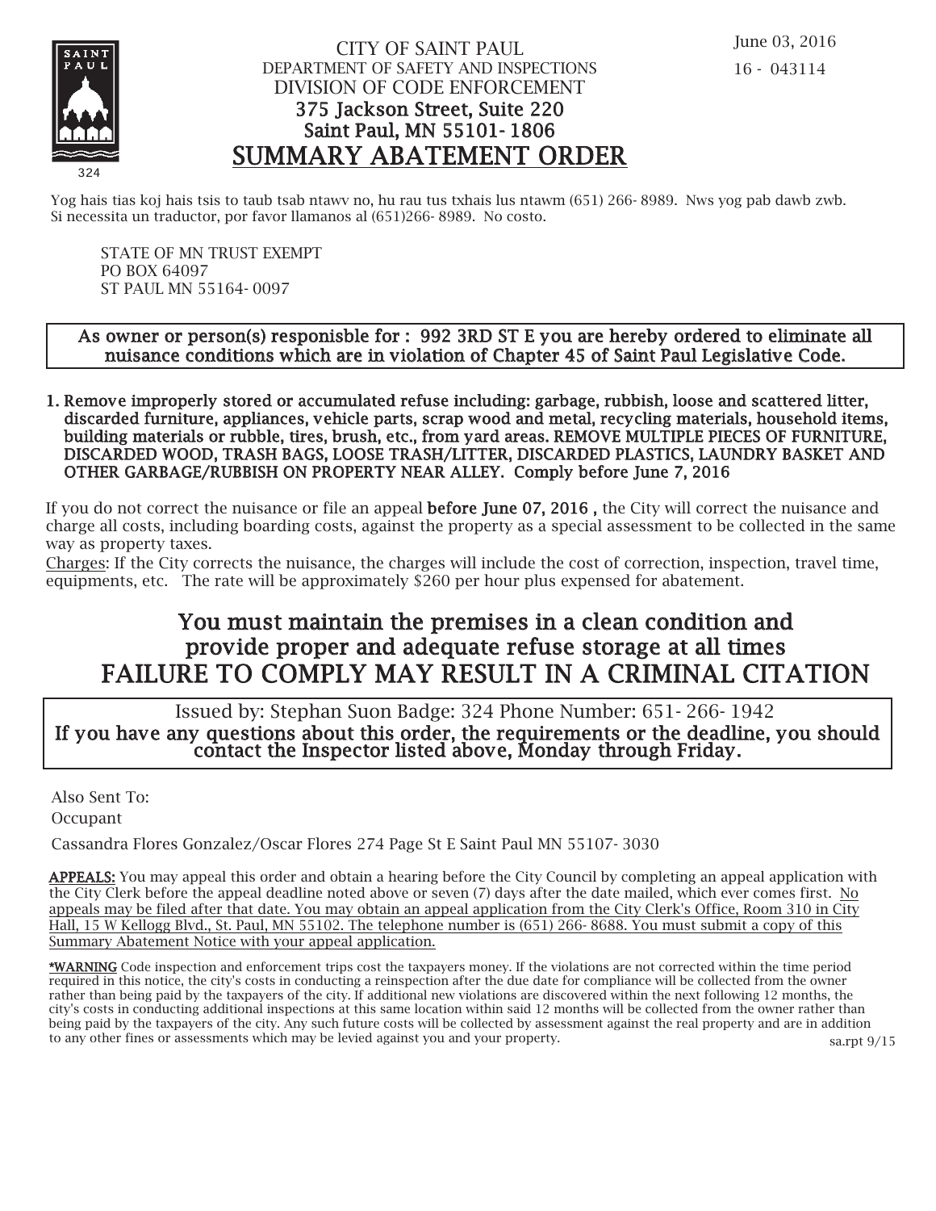June 03, 2016

16 - 043114

CITY OF SAINT PAUL
DEPARTMENT OF SAFETY AND INSPECTIONS
DIVISION OF CODE ENFORCEMENT
375 Jackson Street, Suite 220
Saint Paul, MN 55101- 1806

# SUMMARY ABATEMENT ORDER

Yog hais tias koj hais tsis to taub tsab ntawv no, hu rau tus txhais lus ntawm (651) 266- 8989. Nws yog pab dawb zwb.
Si necessita un traductor, por favor llamanos al (651)266- 8989. No costo.

STATE OF MN TRUST EXEMPT
PO BOX 64097
ST PAUL MN 55164- 0097

**As owner or person(s) responisble for : 992 3RD ST E you are hereby ordered to eliminate all nuisance conditions which are in violation of Chapter 45 of Saint Paul Legislative Code.**

1. **Remove improperly stored or accumulated refuse including: garbage, rubbish, loose and scattered litter, discarded furniture, appliances, vehicle parts, scrap wood and metal, recycling materials, household items, building materials or rubble, tires, brush, etc., from yard areas. REMOVE MULTIPLE PIECES OF FURNITURE, DISCARDED WOOD, TRASH BAGS, LOOSE TRASH/LITTER, DISCARDED PLASTICS, LAUNDRY BASKET AND OTHER GARBAGE/RUBBISH ON PROPERTY NEAR ALLEY. Comply before June 7, 2016**

If you do not correct the nuisance or file an appeal **before June 07, 2016 ,** the City will correct the nuisance and charge all costs, including boarding costs, against the property as a special assessment to be collected in the same way as property taxes.

Charges: If the City corrects the nuisance, the charges will include the cost of correction, inspection, travel time, equipments, etc. The rate will be approximately $260 per hour plus expensed for abatement.

## You must maintain the premises in a clean condition and provide proper and adequate refuse storage at all times
## FAILURE TO COMPLY MAY RESULT IN A CRIMINAL CITATION

Issued by: Stephan Suon Badge: 324 Phone Number: 651- 266- 1942

**If you have any questions about this order, the requirements or the deadline, you should contact the Inspector listed above, Monday through Friday.**

Also Sent To:

Occupant

Cassandra Flores Gonzalez/Oscar Flores 274 Page St E Saint Paul MN 55107- 3030

**APPEALS:** You may appeal this order and obtain a hearing before the City Council by completing an appeal application with the City Clerk before the appeal deadline noted above or seven (7) days after the date mailed, which ever comes first. No appeals may be filed after that date. You may obtain an appeal application from the City Clerk's Office, Room 310 in City Hall, 15 W Kellogg Blvd., St. Paul, MN 55102. The telephone number is (651) 266- 8688. You must submit a copy of this Summary Abatement Notice with your appeal application.

**\*WARNING** Code inspection and enforcement trips cost the taxpayers money. If the violations are not corrected within the time period required in this notice, the city's costs in conducting a reinspection after the due date for compliance will be collected from the owner rather than being paid by the taxpayers of the city. If additional new violations are discovered within the next following 12 months, the city's costs in conducting additional inspections at this same location within said 12 months will be collected from the owner rather than being paid by the taxpayers of the city. Any such future costs will be collected by assessment against the real property and are in addition to any other fines or assessments which may be levied against you and your property.

sa.rpt 9/15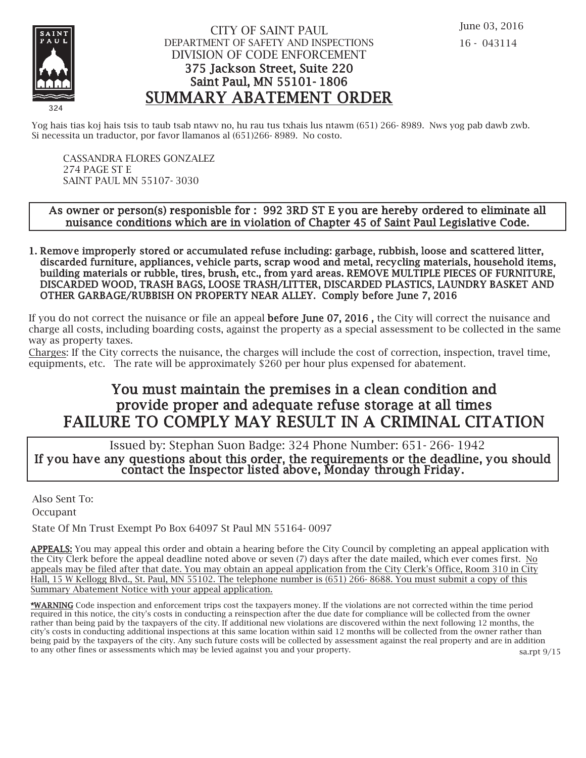June 03, 2016

16 - 043114

CITY OF SAINT PAUL
DEPARTMENT OF SAFETY AND INSPECTIONS
DIVISION OF CODE ENFORCEMENT
375 Jackson Street, Suite 220
Saint Paul, MN 55101- 1806

# SUMMARY ABATEMENT ORDER

324

Yog hais tias koj hais tsis to taub tsab ntawv no, hu rau tus txhais lus ntawm (651) 266- 8989. Nws yog pab dawb zwb.
Si necessita un traductor, por favor llamanos al (651)266- 8989. No costo.

CASSANDRA FLORES GONZALEZ
274 PAGE ST E
SAINT PAUL MN 55107- 3030

**As owner or person(s) responisble for : 992 3RD ST E you are hereby ordered to eliminate all nuisance conditions which are in violation of Chapter 45 of Saint Paul Legislative Code.**

1. **Remove improperly stored or accumulated refuse including: garbage, rubbish, loose and scattered litter, discarded furniture, appliances, vehicle parts, scrap wood and metal, recycling materials, household items, building materials or rubble, tires, brush, etc., from yard areas. REMOVE MULTIPLE PIECES OF FURNITURE, DISCARDED WOOD, TRASH BAGS, LOOSE TRASH/LITTER, DISCARDED PLASTICS, LAUNDRY BASKET AND OTHER GARBAGE/RUBBISH ON PROPERTY NEAR ALLEY. Comply before June 7, 2016**

If you do not correct the nuisance or file an appeal **before June 07, 2016 ,** the City will correct the nuisance and charge all costs, including boarding costs, against the property as a special assessment to be collected in the same way as property taxes.

Charges: If the City corrects the nuisance, the charges will include the cost of correction, inspection, travel time, equipments, etc. The rate will be approximately $260 per hour plus expensed for abatement.

## You must maintain the premises in a clean condition and provide proper and adequate refuse storage at all times
## FAILURE TO COMPLY MAY RESULT IN A CRIMINAL CITATION

Issued by: Stephan Suon Badge: 324 Phone Number: 651- 266- 1942

**If you have any questions about this order, the requirements or the deadline, you should contact the Inspector listed above, Monday through Friday.**

Also Sent To:

Occupant

State Of Mn Trust Exempt Po Box 64097 St Paul MN 55164- 0097

**APPEALS:** You may appeal this order and obtain a hearing before the City Council by completing an appeal application with the City Clerk before the appeal deadline noted above or seven (7) days after the date mailed, which ever comes first. No appeals may be filed after that date. You may obtain an appeal application from the City Clerk's Office, Room 310 in City Hall, 15 W Kellogg Blvd., St. Paul, MN 55102. The telephone number is (651) 266- 8688. You must submit a copy of this Summary Abatement Notice with your appeal application.

**\*WARNING** Code inspection and enforcement trips cost the taxpayers money. If the violations are not corrected within the time period required in this notice, the city's costs in conducting a reinspection after the due date for compliance will be collected from the owner rather than being paid by the taxpayers of the city. If additional new violations are discovered within the next following 12 months, the city's costs in conducting additional inspections at this same location within said 12 months will be collected from the owner rather than being paid by the taxpayers of the city. Any such future costs will be collected by assessment against the real property and are in addition to any other fines or assessments which may be levied against you and your property.

sa.rpt 9/15